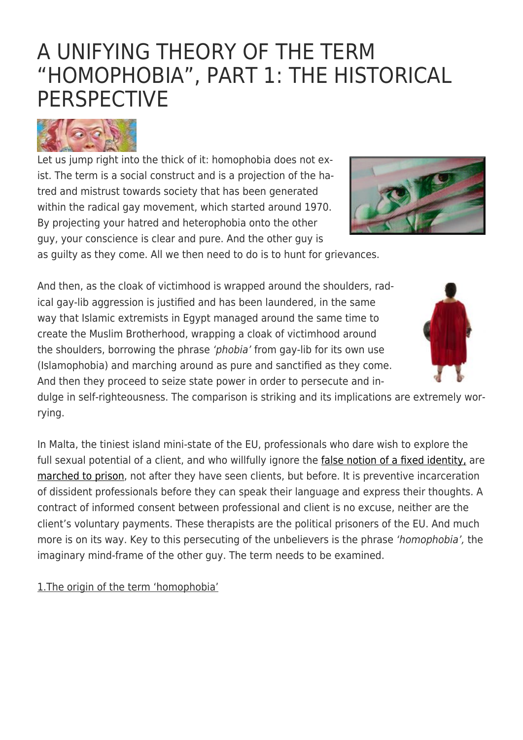# A UNIFYING THEORY OF THE TERM "HOMOPHOBIA", PART 1: THE HISTORICAL PERSPECTIVE

Let us jump right into the thick of it: homophobia does not exist. The term is a social construct and is a projection of the hatred and mistrust towards society that has been generated within the radical gay movement, which started around 1970. By projecting your hatred and heterophobia onto the other guy, your conscience is clear and pure. And the other guy is as guilty as they come. All we then need to do is to hunt for grievances.

And then, as the cloak of victimhood is wrapped around the shoulders, radical gay-lib aggression is justified and has been laundered, in the same way that Islamic extremists in Egypt managed around the same time to create the Muslim Brotherhood, wrapping a cloak of victimhood around the shoulders, borrowing the phrase *'phobia'* from gay-lib for its own use (Islamophobia) and marching around as pure and sanctified as they come. And then they proceed to seize state power in order to persecute and indulge in self-righteousness. The comparison is striking and its implications are extremely worrying.

In Malta, the tiniest island mini-state of the EU, professionals who dare wish to explore the full sexual potential of a client, and who willfully ignore the false notion of a fixed identity, are marched to prison, not after they have seen clients, but before. It is preventive incarceration of dissident professionals before they can speak their language and express their thoughts. A contract of informed consent between professional and client is no excuse, neither are the client's voluntary payments. These therapists are the political prisoners of the EU. And much more is on its way. Key to this persecuting of the unbelievers is the phrase *'homophobia',* the imaginary mind-frame of the other guy. The term needs to be examined.

1.The origin of the term 'homophobia'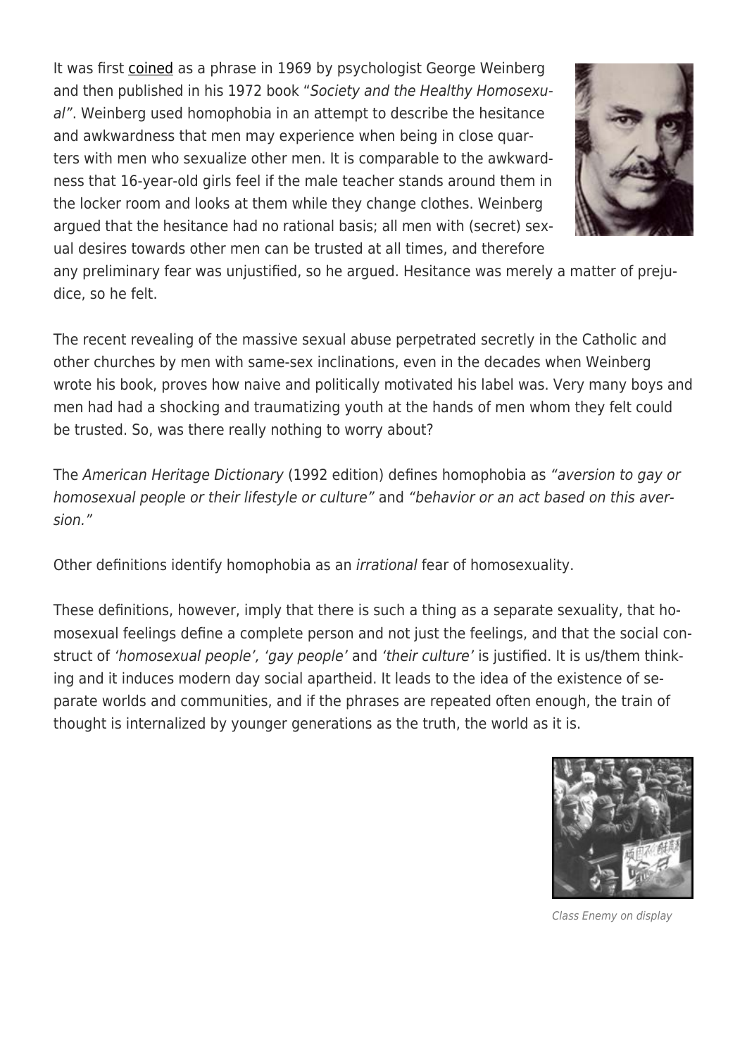It was first coined as a phrase in 1969 by psychologist George Weinberg and then published in his 1972 book "*Society and the Healthy Homosexual*". Weinberg used homophobia in an attempt to describe the hesitance and awkwardness that men may experience when being in close quarters with men who sexualize other men. It is comparable to the awkwardness that 16-year-old girls feel if the male teacher stands around them in the locker room and looks at them while they change clothes. Weinberg argued that the hesitance had no rational basis; all men with (secret) sexual desires towards other men can be trusted at all times, and therefore any preliminary fear was unjustified, so he argued. Hesitance was merely a matter of prejudice, so he felt.

The recent revealing of the massive sexual abuse perpetrated secretly in the Catholic and other churches by men with same-sex inclinations, even in the decades when Weinberg wrote his book, proves how naive and politically motivated his label was. Very many boys and men had had a shocking and traumatizing youth at the hands of men whom they felt could be trusted. So, was there really nothing to worry about?

The *American Heritage Dictionary* (1992 edition) defines homophobia as *"aversion to gay or homosexual people or their lifestyle or culture"* and *"behavior or an act based on this aversion."*

Other definitions identify homophobia as an *irrational* fear of homosexuality.

These definitions, however, imply that there is such a thing as a separate sexuality, that homosexual feelings define a complete person and not just the feelings, and that the social construct of *'homosexual people', 'gay people'* and *'their culture'* is justified. It is us/them thinking and it induces modern day social apartheid. It leads to the idea of the existence of separate worlds and communities, and if the phrases are repeated often enough, the train of thought is internalized by younger generations as the truth, the world as it is.

*Class Enemy on display*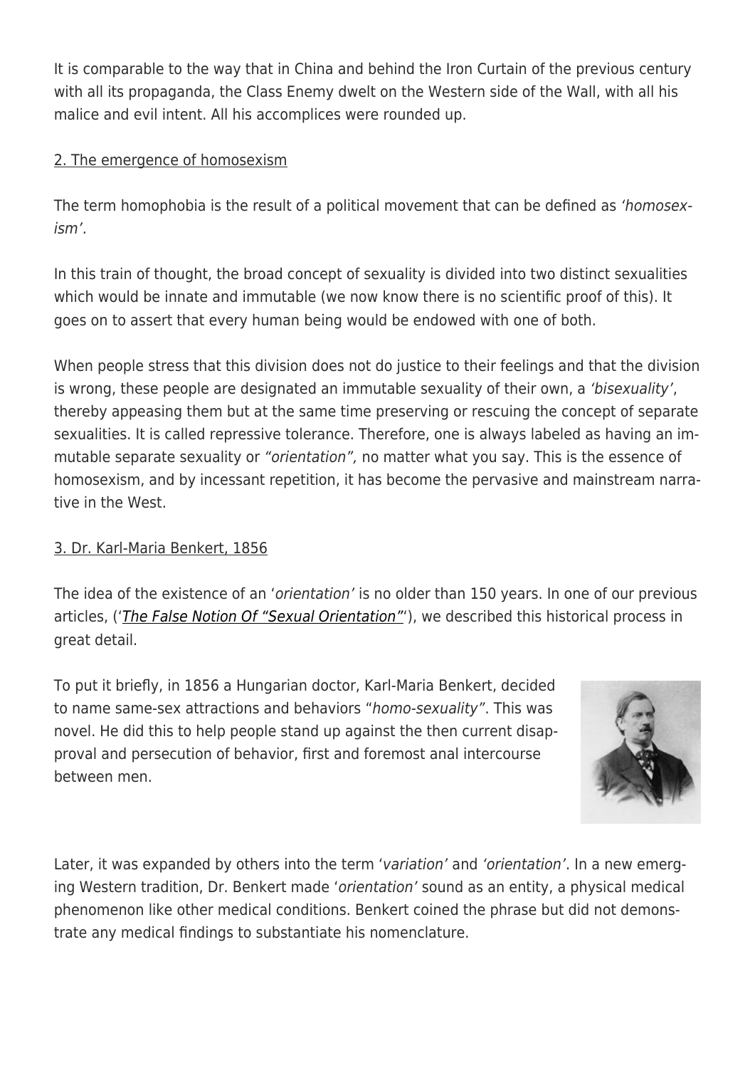It is comparable to the way that in China and behind the Iron Curtain of the previous century with all its propaganda, the Class Enemy dwelt on the Western side of the Wall, with all his malice and evil intent. All his accomplices were rounded up.

## 2. The emergence of homosexism

The term homophobia is the result of a political movement that can be defined as *'homosexism'*.

In this train of thought, the broad concept of sexuality is divided into two distinct sexualities which would be innate and immutable (we now know there is no scientific proof of this). It goes on to assert that every human being would be endowed with one of both.

When people stress that this division does not do justice to their feelings and that the division is wrong, these people are designated an immutable sexuality of their own, a *'bisexuality'*, thereby appeasing them but at the same time preserving or rescuing the concept of separate sexualities. It is called repressive tolerance. Therefore, one is always labeled as having an immutable separate sexuality or *"orientation",* no matter what you say. This is the essence of homosexism, and by incessant repetition, it has become the pervasive and mainstream narrative in the West.

## 3. Dr. Karl-Maria Benkert, 1856

The idea of the existence of an '*orientation*' is no older than 150 years. In one of our previous articles, ('*The False Notion Of "Sexual Orientation"*'), we described this historical process in great detail.

To put it briefly, in 1856 a Hungarian doctor, Karl-Maria Benkert, decided to name same-sex attractions and behaviors "*homo-sexuality"*. This was novel. He did this to help people stand up against the then current disapproval and persecution of behavior, first and foremost anal intercourse between men.

Later, it was expanded by others into the term '*variation'* and *'orientation'*. In a new emerging Western tradition, Dr. Benkert made '*orientation'* sound as an entity, a physical medical phenomenon like other medical conditions. Benkert coined the phrase but did not demonstrate any medical findings to substantiate his nomenclature.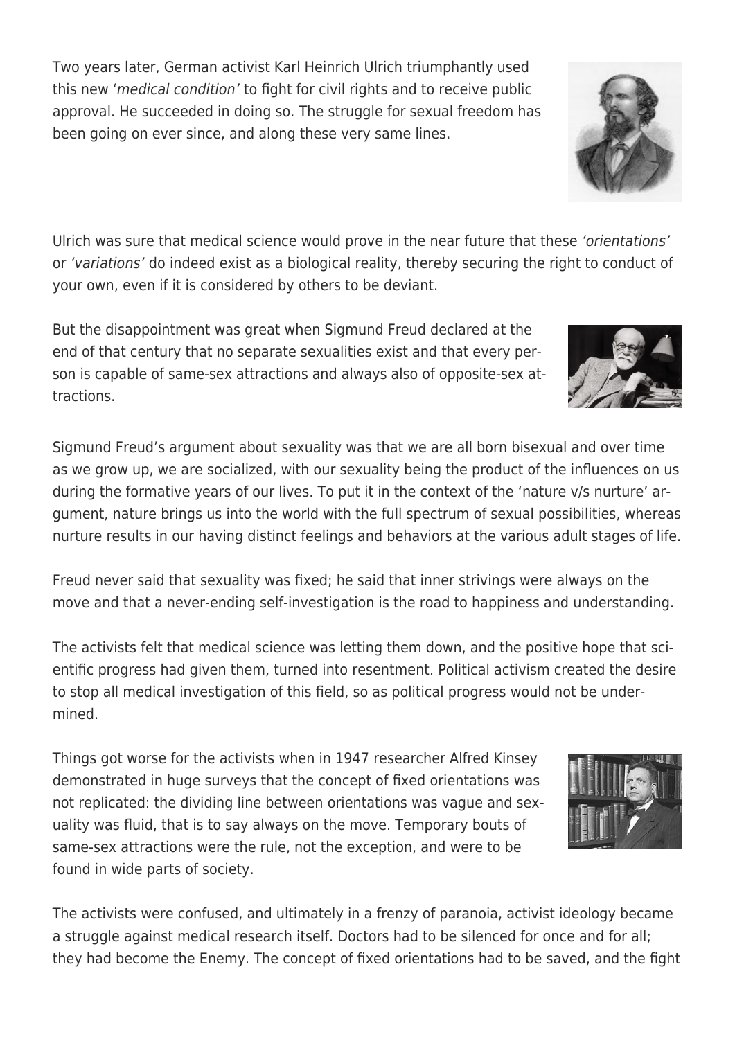Two years later, German activist Karl Heinrich Ulrich triumphantly used this new '*medical condition*' to fight for civil rights and to receive public approval. He succeeded in doing so. The struggle for sexual freedom has been going on ever since, and along these very same lines.

Ulrich was sure that medical science would prove in the near future that these *'orientations'* or *'variations'* do indeed exist as a biological reality, thereby securing the right to conduct of your own, even if it is considered by others to be deviant.

But the disappointment was great when Sigmund Freud declared at the end of that century that no separate sexualities exist and that every person is capable of same-sex attractions and always also of opposite-sex attractions.

Sigmund Freud's argument about sexuality was that we are all born bisexual and over time as we grow up, we are socialized, with our sexuality being the product of the influences on us during the formative years of our lives. To put it in the context of the 'nature v/s nurture' argument, nature brings us into the world with the full spectrum of sexual possibilities, whereas nurture results in our having distinct feelings and behaviors at the various adult stages of life.

Freud never said that sexuality was fixed; he said that inner strivings were always on the move and that a never-ending self-investigation is the road to happiness and understanding.

The activists felt that medical science was letting them down, and the positive hope that scientific progress had given them, turned into resentment. Political activism created the desire to stop all medical investigation of this field, so as political progress would not be undermined.

Things got worse for the activists when in 1947 researcher Alfred Kinsey demonstrated in huge surveys that the concept of fixed orientations was not replicated: the dividing line between orientations was vague and sexuality was fluid, that is to say always on the move. Temporary bouts of same-sex attractions were the rule, not the exception, and were to be found in wide parts of society.

The activists were confused, and ultimately in a frenzy of paranoia, activist ideology became a struggle against medical research itself. Doctors had to be silenced for once and for all; they had become the Enemy. The concept of fixed orientations had to be saved, and the fight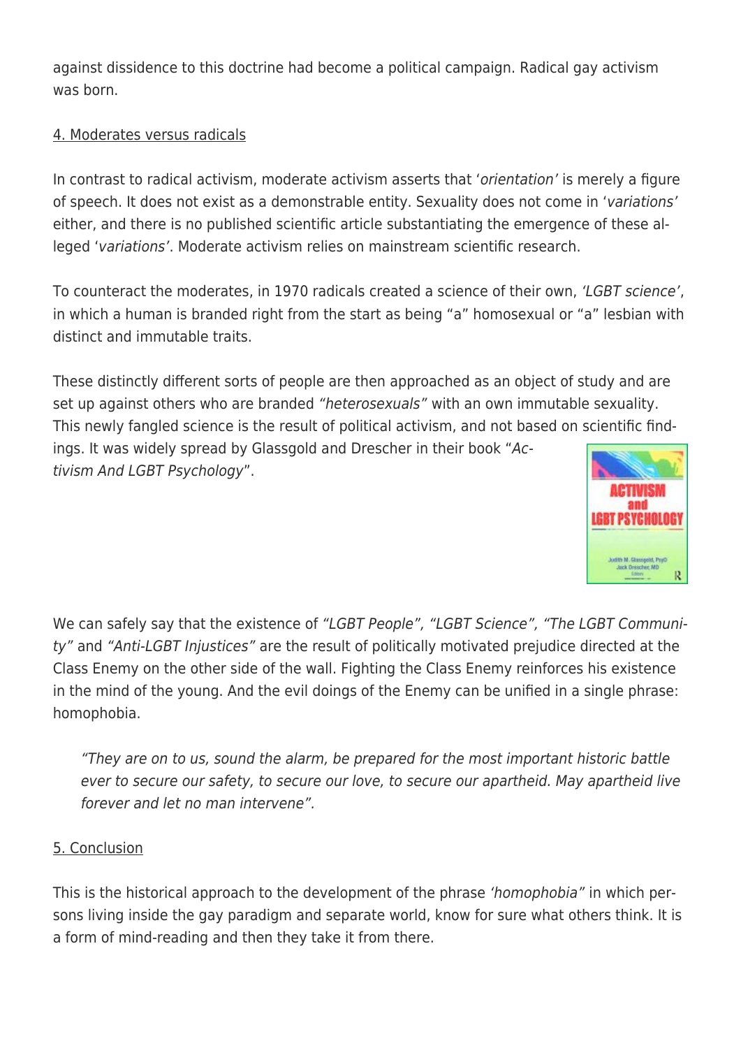against dissidence to this doctrine had become a political campaign. Radical gay activism was born.

## 4. Moderates versus radicals

In contrast to radical activism, moderate activism asserts that '*orientation*' is merely a figure of speech. It does not exist as a demonstrable entity. Sexuality does not come in '*variations*' either, and there is no published scientific article substantiating the emergence of these alleged '*variations*'. Moderate activism relies on mainstream scientific research.

To counteract the moderates, in 1970 radicals created a science of their own, *'LGBT science'*, in which a human is branded right from the start as being "a" homosexual or "a" lesbian with distinct and immutable traits.

These distinctly different sorts of people are then approached as an object of study and are set up against others who are branded *"heterosexuals"* with an own immutable sexuality. This newly fangled science is the result of political activism, and not based on scientific findings. It was widely spread by Glassgold and Drescher in their book "*Activism And LGBT Psychology*".

We can safely say that the existence of *"LGBT People"*, *"LGBT Science"*, *"The LGBT Community"* and *"Anti-LGBT Injustices"* are the result of politically motivated prejudice directed at the Class Enemy on the other side of the wall. Fighting the Class Enemy reinforces his existence in the mind of the young. And the evil doings of the Enemy can be unified in a single phrase: homophobia.

> *"They are on to us, sound the alarm, be prepared for the most important historic battle ever to secure our safety, to secure our love, to secure our apartheid. May apartheid live forever and let no man intervene".*

## 5. Conclusion

This is the historical approach to the development of the phrase *'homophobia"* in which persons living inside the gay paradigm and separate world, know for sure what others think. It is a form of mind-reading and then they take it from there.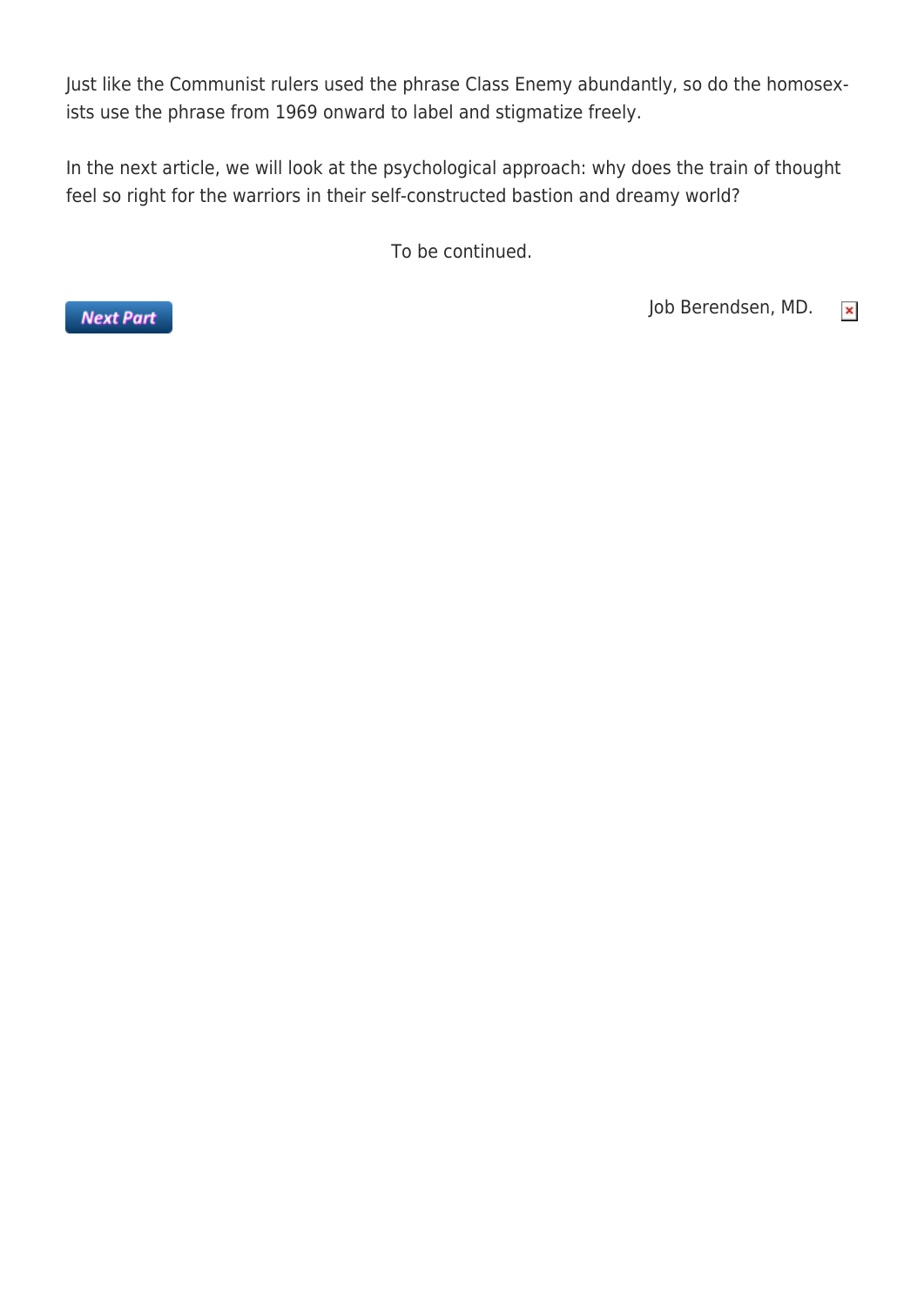Just like the Communist rulers used the phrase Class Enemy abundantly, so do the homosexists use the phrase from 1969 onward to label and stigmatize freely.

In the next article, we will look at the psychological approach: why does the train of thought feel so right for the warriors in their self-constructed bastion and dreamy world?

To be continued.

Next Part

Job Berendsen, MD.